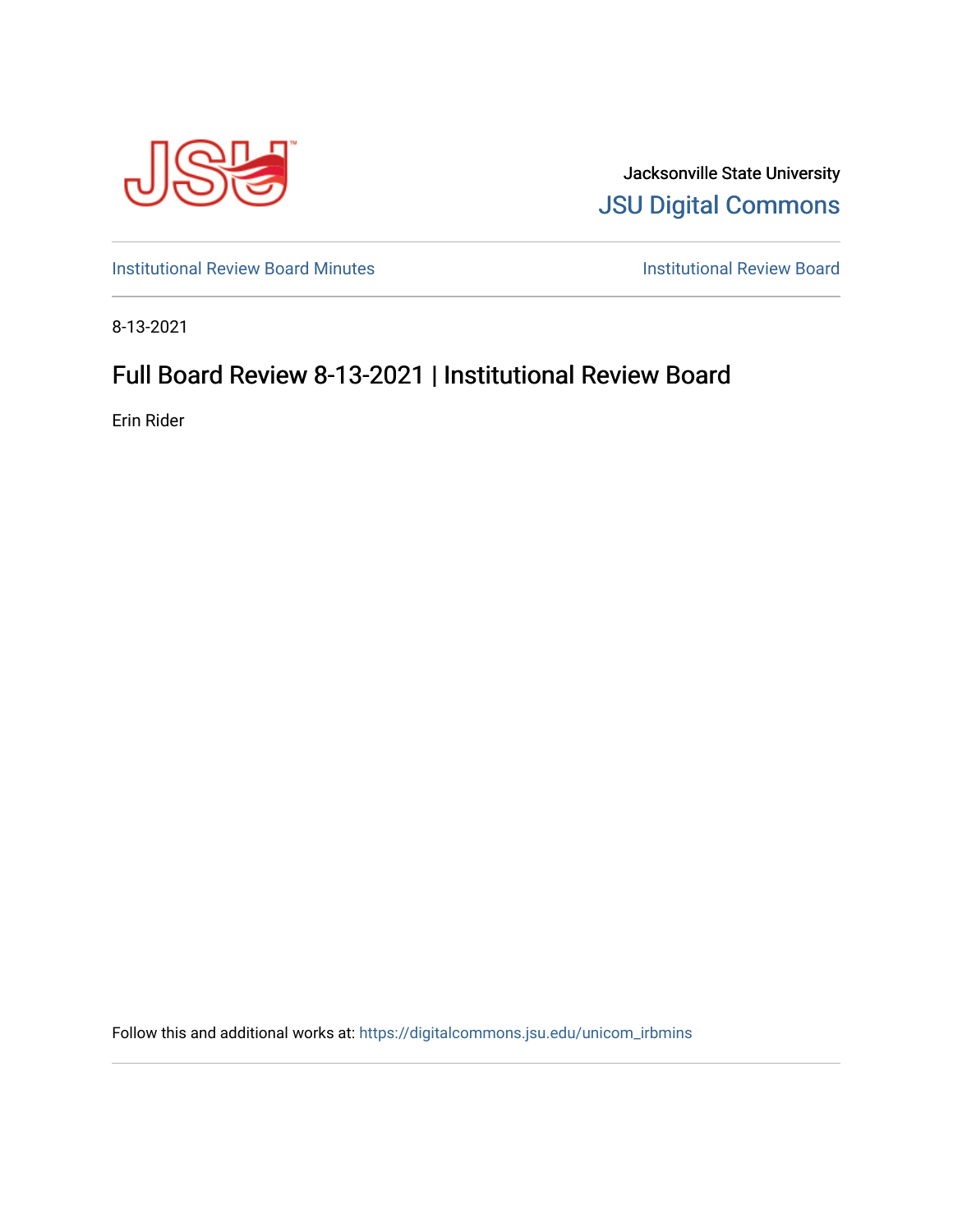Jacksonville State University

JSU Digital Commons

Institutional Review Board Minutes

Institutional Review Board

8-13-2021

# Full Board Review 8-13-2021 | Institutional Review Board

Erin Rider

Follow this and additional works at: https://digitalcommons.jsu.edu/unicom_irbmins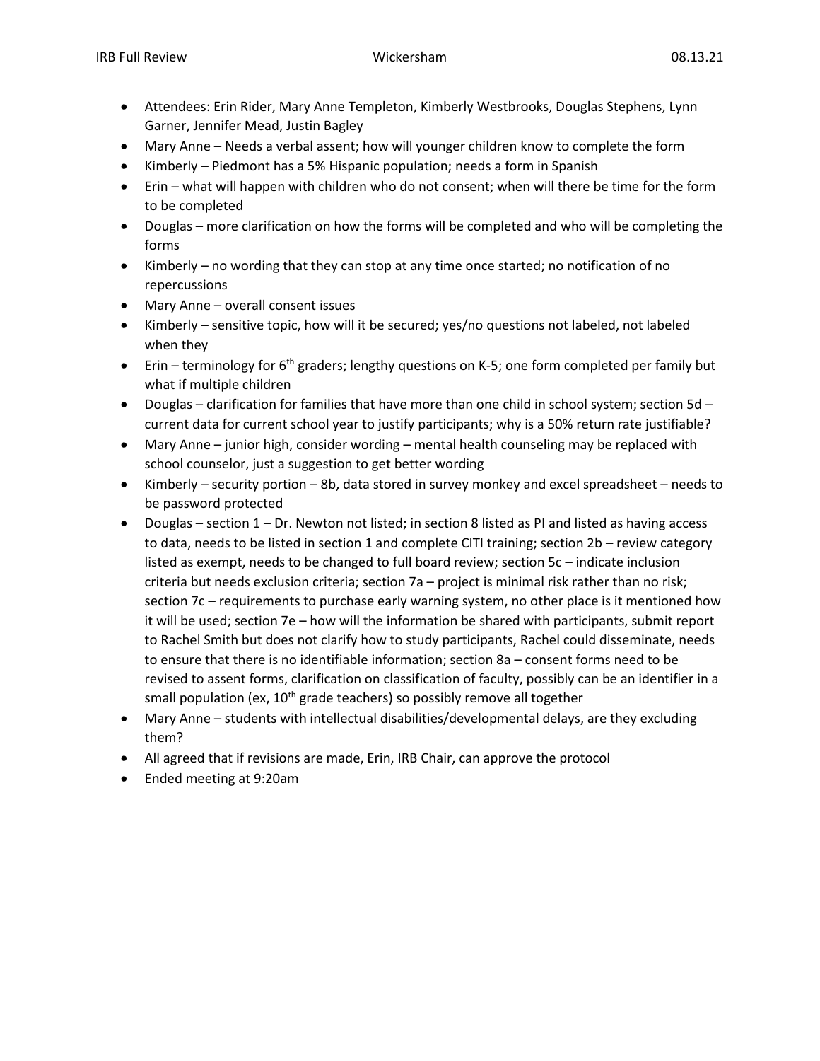- Attendees: Erin Rider, Mary Anne Templeton, Kimberly Westbrooks, Douglas Stephens, Lynn Garner, Jennifer Mead, Justin Bagley
- Mary Anne – Needs a verbal assent; how will younger children know to complete the form
- Kimberly – Piedmont has a 5% Hispanic population; needs a form in Spanish
- Erin – what will happen with children who do not consent; when will there be time for the form to be completed
- Douglas – more clarification on how the forms will be completed and who will be completing the forms
- Kimberly – no wording that they can stop at any time once started; no notification of no repercussions
- Mary Anne – overall consent issues
- Kimberly – sensitive topic, how will it be secured; yes/no questions not labeled, not labeled when they
- Erin – terminology for 6th graders; lengthy questions on K-5; one form completed per family but what if multiple children
- Douglas – clarification for families that have more than one child in school system; section 5d – current data for current school year to justify participants; why is a 50% return rate justifiable?
- Mary Anne – junior high, consider wording – mental health counseling may be replaced with school counselor, just a suggestion to get better wording
- Kimberly – security portion – 8b, data stored in survey monkey and excel spreadsheet – needs to be password protected
- Douglas – section 1 – Dr. Newton not listed; in section 8 listed as PI and listed as having access to data, needs to be listed in section 1 and complete CITI training; section 2b – review category listed as exempt, needs to be changed to full board review; section 5c – indicate inclusion criteria but needs exclusion criteria; section 7a – project is minimal risk rather than no risk; section 7c – requirements to purchase early warning system, no other place is it mentioned how it will be used; section 7e – how will the information be shared with participants, submit report to Rachel Smith but does not clarify how to study participants, Rachel could disseminate, needs to ensure that there is no identifiable information; section 8a – consent forms need to be revised to assent forms, clarification on classification of faculty, possibly can be an identifier in a small population (ex, 10th grade teachers) so possibly remove all together
- Mary Anne – students with intellectual disabilities/developmental delays, are they excluding them?
- All agreed that if revisions are made, Erin, IRB Chair, can approve the protocol
- Ended meeting at 9:20am